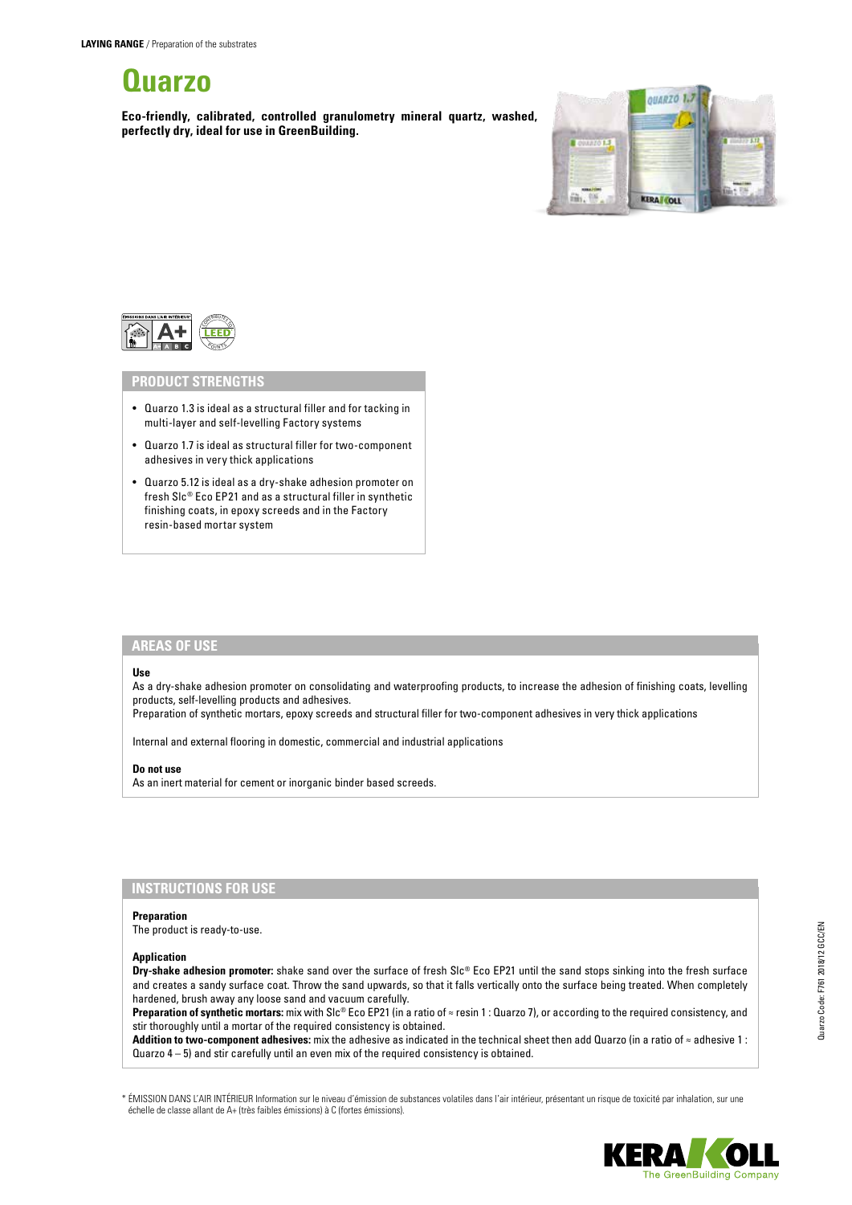LAYING RANGE / Preparation of the substrates

# Quarzo

**Eco-friendly, calibrated, controlled granulometry mineral quartz, washed, perfectly dry, ideal for use in GreenBuilding.**

## PRODUCT STRENGTHS

- Quarzo 1.3 is ideal as a structural filler and for tacking in multi-layer and self-levelling Factory systems
- Quarzo 1.7 is ideal as structural filler for two-component adhesives in very thick applications
- Quarzo 5.12 is ideal as a dry-shake adhesion promoter on fresh Slc® Eco EP21 and as a structural filler in synthetic finishing coats, in epoxy screeds and in the Factory resin-based mortar system

## AREAS OF USE

**Use**

As a dry-shake adhesion promoter on consolidating and waterproofing products, to increase the adhesion of finishing coats, levelling products, self-levelling products and adhesives.

Preparation of synthetic mortars, epoxy screeds and structural filler for two-component adhesives in very thick applications

Internal and external flooring in domestic, commercial and industrial applications

**Do not use**

As an inert material for cement or inorganic binder based screeds.

## INSTRUCTIONS FOR USE

**Preparation**

The product is ready-to-use.

**Application**

**Dry-shake adhesion promoter:** shake sand over the surface of fresh Slc® Eco EP21 until the sand stops sinking into the fresh surface and creates a sandy surface coat. Throw the sand upwards, so that it falls vertically onto the surface being treated. When completely hardened, brush away any loose sand and vacuum carefully.

**Preparation of synthetic mortars:** mix with Slc® Eco EP21 (in a ratio of ≈ resin 1 : Quarzo 7), or according to the required consistency, and stir thoroughly until a mortar of the required consistency is obtained.

**Addition to two-component adhesives:** mix the adhesive as indicated in the technical sheet then add Quarzo (in a ratio of ≈ adhesive 1 : Quarzo 4 – 5) and stir carefully until an even mix of the required consistency is obtained.

\* ÉMISSION DANS L'AIR INTÉRIEUR Information sur le niveau d'émission de substances volatiles dans l'air intérieur, présentant un risque de toxicité par inhalation, sur une échelle de classe allant de A+ (très faibles émissions) à C (fortes émissions).

Quarzo Code: F761 2018/12 GCC/EN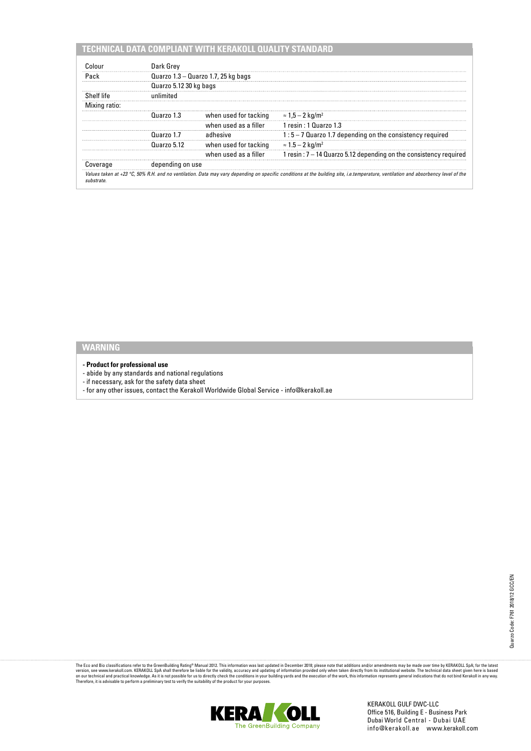## TECHNICAL DATA COMPLIANT WITH KERAKOLL QUALITY STANDARD

| | | | |
|---|---|---|---|
| Colour | Dark Grey | | |
| Pack | Quarzo 1.3 – Quarzo 1.7, 25 kg bags | | |
| | Quarzo 5.12 30 kg bags | | |
| Shelf life | unlimited | | |
| Mixing ratio: | | | |
| | Quarzo 1.3 | when used for tacking | ≈ 1,5 – 2 kg/m² |
| | | when used as a filler | 1 resin : 1 Quarzo 1.3 |
| | Quarzo 1.7 | adhesive | 1 : 5 – 7 Quarzo 1.7 depending on the consistency required |
| | Quarzo 5.12 | when used for tacking | ≈ 1.5 – 2 kg/m² |
| | | when used as a filler | 1 resin : 7 – 14 Quarzo 5.12 depending on the consistency required |
| Coverage | depending on use | | |

*Values taken at +23 °C, 50% R.H. and no ventilation. Data may vary depending on specific conditions at the building site, i.e.temperature, ventilation and absorbency level of the substrate.*

## WARNING

- **Product for professional use**
- abide by any standards and national regulations
- if necessary, ask for the safety data sheet
- for any other issues, contact the Kerakoll Worldwide Global Service - info@kerakoll.ae

Quarzo Code: F761 2018/12 GCC/EN

The Eco and Bio classifications refer to the GreenBuilding Rating® Manual 2012. This information was last updated in December 2018; please note that additions and/or amendments may be made over time by KERAKOLL SpA; for the latest version, see www.kerakoll.com. KERAKOLL SpA shall therefore be liable for the validity, accuracy and updating of information provided only when taken directly from its institutional website. The technical data sheet given here is based on our technical and practical knowledge. As it is not possible for us to directly check the conditions in your building yards and the execution of the work, this information represents general indications that do not bind Kerakoll in any way. Therefore, it is advisable to perform a preliminary test to verify the suitability of the product for your purposes.

KERAKOLL The GreenBuilding Company

KERAKOLL GULF DWC-LLC
Office 516, Building E - Business Park
Dubai World Central - Dubai UAE
info@kerakoll.ae www.kerakoll.com